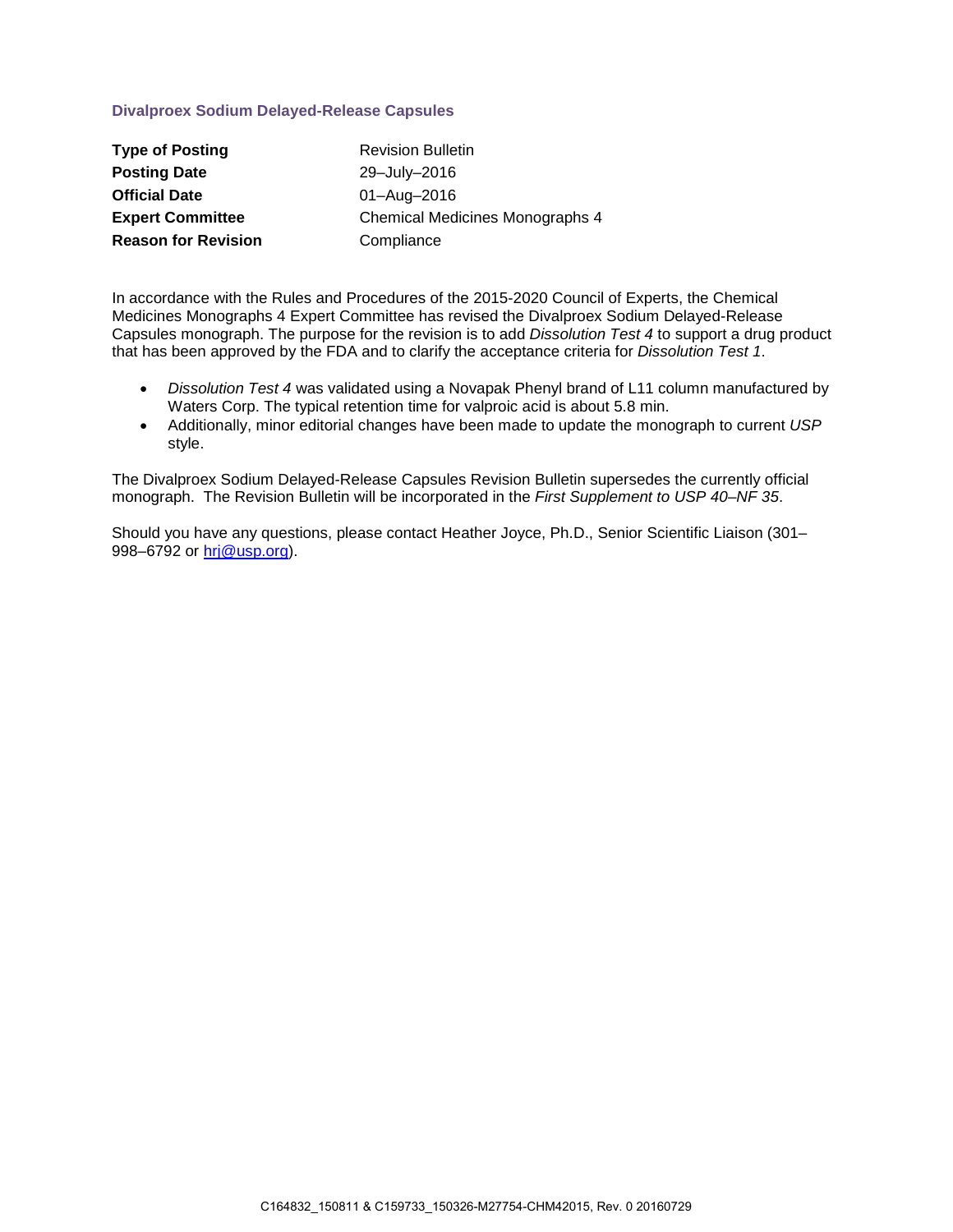## Divalproex Sodium Delayed-Release Capsules

| | |
|---|---|
| **Type of Posting** | Revision Bulletin |
| **Posting Date** | 29–July–2016 |
| **Official Date** | 01–Aug–2016 |
| **Expert Committee** | Chemical Medicines Monographs 4 |
| **Reason for Revision** | Compliance |

In accordance with the Rules and Procedures of the 2015-2020 Council of Experts, the Chemical Medicines Monographs 4 Expert Committee has revised the Divalproex Sodium Delayed-Release Capsules monograph. The purpose for the revision is to add *Dissolution Test 4* to support a drug product that has been approved by the FDA and to clarify the acceptance criteria for *Dissolution Test 1*.

- *Dissolution Test 4* was validated using a Novapak Phenyl brand of L11 column manufactured by Waters Corp. The typical retention time for valproic acid is about 5.8 min.
- Additionally, minor editorial changes have been made to update the monograph to current *USP* style.

The Divalproex Sodium Delayed-Release Capsules Revision Bulletin supersedes the currently official monograph. The Revision Bulletin will be incorporated in the *First Supplement to USP 40–NF 35*.

Should you have any questions, please contact Heather Joyce, Ph.D., Senior Scientific Liaison (301–998–6792 or hrj@usp.org).

C164832_150811 & C159733_150326-M27754-CHM42015, Rev. 0 20160729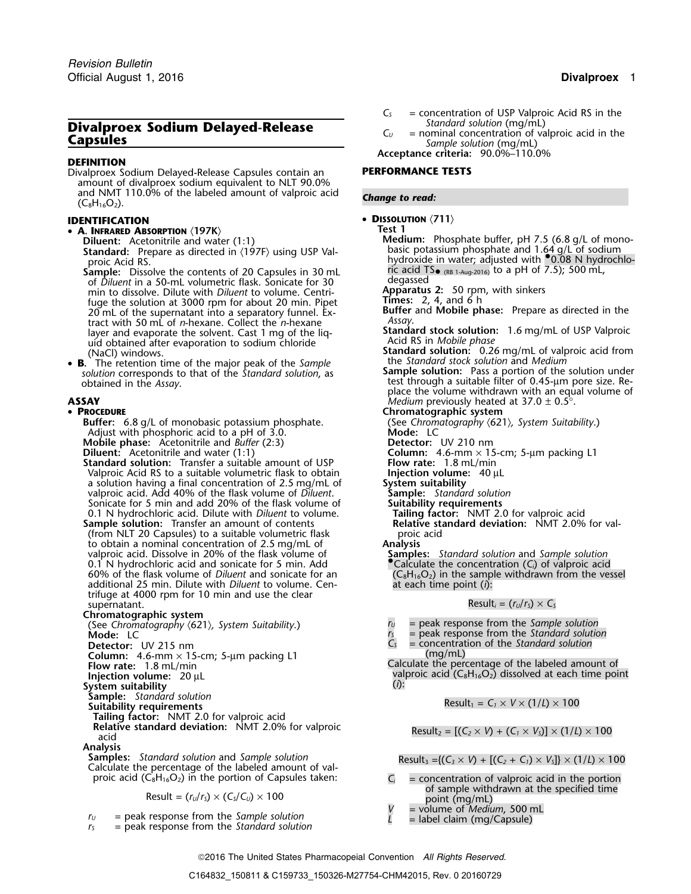# Divalproex Sodium Delayed-Release Capsules

**DEFINITION**

Divalproex Sodium Delayed-Release Capsules contain an amount of divalproex sodium equivalent to NLT 90.0% and NMT 110.0% of the labeled amount of valproic acid ($C_8H_{16}O_2$).

**IDENTIFICATION**

- **A. Infrared Absorption** ⟨197K⟩

  **Diluent:** Acetonitrile and water (1:1)

  **Standard:** Prepare as directed in ⟨197F⟩ using USP Valproic Acid RS.

  **Sample:** Dissolve the contents of 20 Capsules in 30 mL of *Diluent* in a 50-mL volumetric flask. Sonicate for 30 min to dissolve. Dilute with *Diluent* to volume. Centrifuge the solution at 3000 rpm for about 20 min. Pipet 20 mL of the supernatant into a separatory funnel. Extract with 50 mL of *n*-hexane. Collect the *n*-hexane layer and evaporate the solvent. Cast 1 mg of the liquid obtained after evaporation to sodium chloride (NaCl) windows.

- **B.** The retention time of the major peak of the *Sample solution* corresponds to that of the *Standard solution*, as obtained in the *Assay*.

**ASSAY**

- **Procedure**

  **Buffer:** 6.8 g/L of monobasic potassium phosphate. Adjust with phosphoric acid to a pH of 3.0.

  **Mobile phase:** Acetonitrile and *Buffer* (2:3)

  **Diluent:** Acetonitrile and water (1:1)

  **Standard solution:** Transfer a suitable amount of USP Valproic Acid RS to a suitable volumetric flask to obtain a solution having a final concentration of 2.5 mg/mL of valproic acid. Add 40% of the flask volume of *Diluent*. Sonicate for 5 min and add 20% of the flask volume of 0.1 N hydrochloric acid. Dilute with *Diluent* to volume.

  **Sample solution:** Transfer an amount of contents (from NLT 20 Capsules) to a suitable volumetric flask to obtain a nominal concentration of 2.5 mg/mL of valproic acid. Dissolve in 20% of the flask volume of 0.1 N hydrochloric acid and sonicate for 5 min. Add 60% of the flask volume of *Diluent* and sonicate for an additional 25 min. Dilute with *Diluent* to volume. Centrifuge at 4000 rpm for 10 min and use the clear supernatant.

  **Chromatographic system**

  (See *Chromatography* ⟨621⟩, *System Suitability*.)

  **Mode:** LC

  **Detector:** UV 215 nm

  **Column:** 4.6-mm × 15-cm; 5-µm packing L1

  **Flow rate:** 1.8 mL/min

  **Injection volume:** 20 µL

  **System suitability**

  **Sample:** *Standard solution*

  **Suitability requirements**

  **Tailing factor:** NMT 2.0 for valproic acid

  **Relative standard deviation:** NMT 2.0% for valproic acid

  **Analysis**

  **Samples:** *Standard solution* and *Sample solution*

  Calculate the percentage of the labeled amount of valproic acid ($C_8H_{16}O_2$) in the portion of Capsules taken:

$$\text{Result} = (r_U/r_S) \times (C_S/C_U) \times 100$$

  $r_U$ = peak response from the *Sample solution*

  $r_S$ = peak response from the *Standard solution*

  $C_S$ = concentration of USP Valproic Acid RS in the *Standard solution* (mg/mL)

  $C_U$ = nominal concentration of valproic acid in the *Sample solution* (mg/mL)

  **Acceptance criteria:** 90.0%–110.0%

**PERFORMANCE TESTS**

*Change to read:*

- **Dissolution** ⟨711⟩

  **Test 1**

  **Medium:** Phosphate buffer, pH 7.5 (6.8 g/L of monobasic potassium phosphate and 1.64 g/L of sodium hydroxide in water; adjusted with •0.08 N hydrochloric acid TS• (RB 1-Aug-2016) to a pH of 7.5); 500 mL, degassed

  **Apparatus 2:** 50 rpm, with sinkers

  **Times:** 2, 4, and 6 h

  **Buffer** and **Mobile phase:** Prepare as directed in the *Assay*.

  **Standard stock solution:** 1.6 mg/mL of USP Valproic Acid RS in *Mobile phase*

  **Standard solution:** 0.26 mg/mL of valproic acid from the *Standard stock solution* and *Medium*

  **Sample solution:** Pass a portion of the solution under test through a suitable filter of 0.45-µm pore size. Replace the volume withdrawn with an equal volume of *Medium* previously heated at 37.0 ± 0.5°.

  **Chromatographic system**

  (See *Chromatography* ⟨621⟩, *System Suitability*.)

  **Mode:** LC

  **Detector:** UV 210 nm

  **Column:** 4.6-mm × 15-cm; 5-µm packing L1

  **Flow rate:** 1.8 mL/min

  **Injection volume:** 40 µL

  **System suitability**

  **Sample:** *Standard solution*

  **Suitability requirements**

  **Tailing factor:** NMT 2.0 for valproic acid

  **Relative standard deviation:** NMT 2.0% for valproic acid

  **Analysis**

  **Samples:** *Standard solution* and *Sample solution*

  •Calculate the concentration ($C_i$) of valproic acid ($C_8H_{16}O_2$) in the sample withdrawn from the vessel at each time point ($i$):

$$\text{Result}_i = (r_U/r_S) \times C_S$$

  $r_U$ = peak response from the *Sample solution*

  $r_S$ = peak response from the *Standard solution*

  $C_S$ = concentration of the *Standard solution* (mg/mL)

  Calculate the percentage of the labeled amount of valproic acid ($C_8H_{16}O_2$) dissolved at each time point ($i$):

$$\text{Result}_1 = C_1 \times V \times (1/L) \times 100$$

$$\text{Result}_2 = [(C_2 \times V) + (C_1 \times V_S)] \times (1/L) \times 100$$

$$\text{Result}_3 = \{(C_3 \times V) + [(C_2 + C_1) \times V_S]\} \times (1/L) \times 100$$

  $C_i$ = concentration of valproic acid in the portion of sample withdrawn at the specified time point (mg/mL)

  $V$ = volume of *Medium*, 500 mL

  $L$ = label claim (mg/Capsule)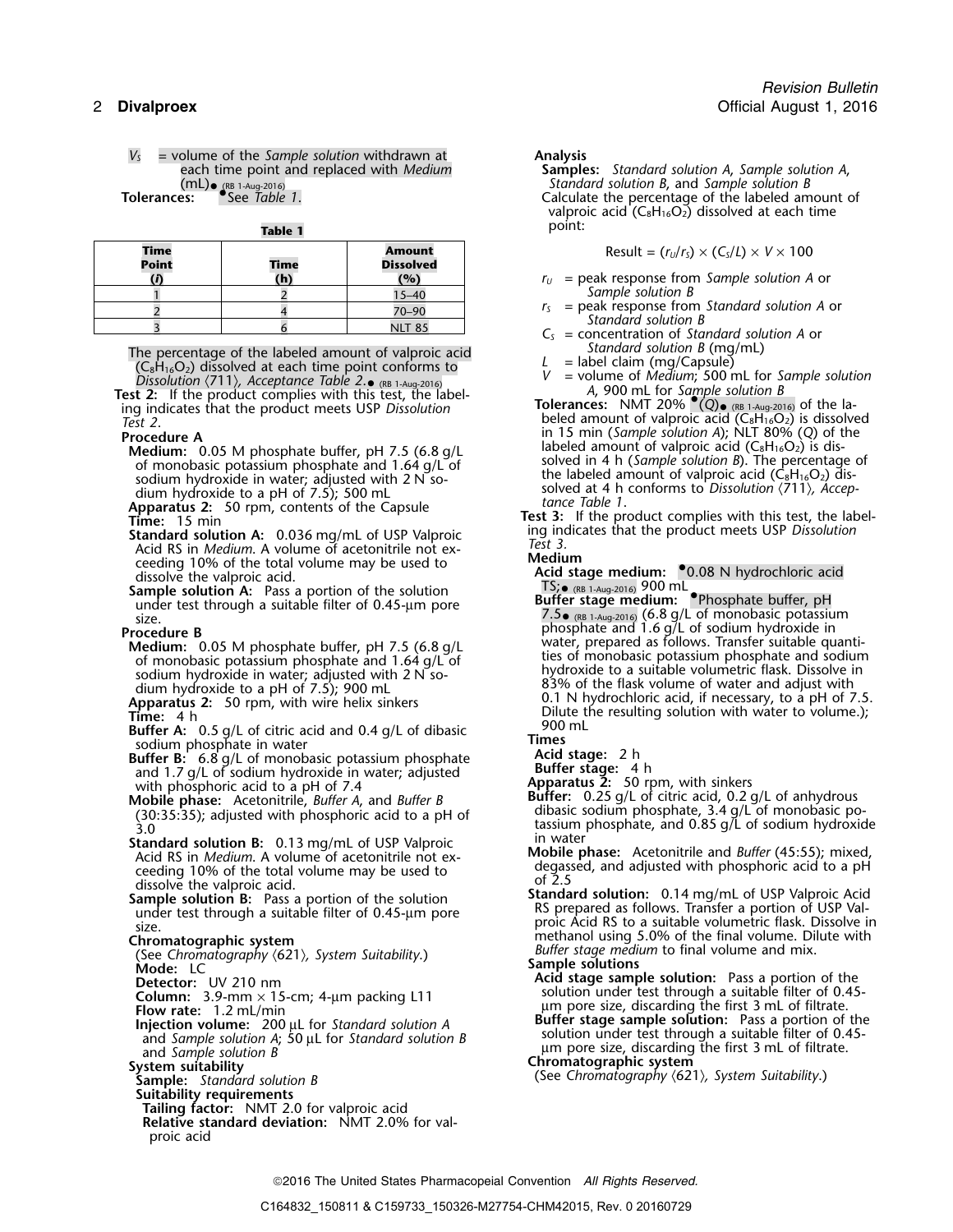$V_S$ = volume of the *Sample solution* withdrawn at each time point and replaced with *Medium* (mL)● (RB 1-Aug-2016)

**Tolerances:** ●See *Table 1*.

**Table 1**

| Time Point (*i*) | Time (h) | Amount Dissolved (%) |
|---|---|---|
| 1 | 2 | 15–40 |
| 2 | 4 | 70–90 |
| 3 | 6 | NLT 85 |

The percentage of the labeled amount of valproic acid ($C_8H_{16}O_2$) dissolved at each time point conforms to *Dissolution* ⟨711⟩, *Acceptance Table 2*.● (RB 1-Aug-2016)

**Test 2:** If the product complies with this test, the labeling indicates that the product meets USP *Dissolution Test 2*.

**Procedure A**

**Medium:** 0.05 M phosphate buffer, pH 7.5 (6.8 g/L of monobasic potassium phosphate and 1.64 g/L of sodium hydroxide in water; adjusted with 2 N sodium hydroxide to a pH of 7.5); 500 mL

**Apparatus 2:** 50 rpm, contents of the Capsule

**Time:** 15 min

**Standard solution A:** 0.036 mg/mL of USP Valproic Acid RS in *Medium*. A volume of acetonitrile not exceeding 10% of the total volume may be used to dissolve the valproic acid.

**Sample solution A:** Pass a portion of the solution under test through a suitable filter of 0.45-µm pore size.

**Procedure B**

**Medium:** 0.05 M phosphate buffer, pH 7.5 (6.8 g/L of monobasic potassium phosphate and 1.64 g/L of sodium hydroxide in water; adjusted with 2 N sodium hydroxide to a pH of 7.5); 900 mL

**Apparatus 2:** 50 rpm, with wire helix sinkers

**Time:** 4 h

**Buffer A:** 0.5 g/L of citric acid and 0.4 g/L of dibasic sodium phosphate in water

**Buffer B:** 6.8 g/L of monobasic potassium phosphate and 1.7 g/L of sodium hydroxide in water; adjusted with phosphoric acid to a pH of 7.4

**Mobile phase:** Acetonitrile, *Buffer A*, and *Buffer B* (30:35:35); adjusted with phosphoric acid to a pH of 3.0

**Standard solution B:** 0.13 mg/mL of USP Valproic Acid RS in *Medium*. A volume of acetonitrile not exceeding 10% of the total volume may be used to dissolve the valproic acid.

**Sample solution B:** Pass a portion of the solution under test through a suitable filter of 0.45-µm pore size.

**Chromatographic system**

(See *Chromatography* ⟨621⟩, *System Suitability*.)

**Mode:** LC

**Detector:** UV 210 nm

**Column:** 3.9-mm × 15-cm; 4-µm packing L11

**Flow rate:** 1.2 mL/min

**Injection volume:** 200 µL for *Standard solution A* and *Sample solution A*; 50 µL for *Standard solution B* and *Sample solution B*

**System suitability**

**Sample:** *Standard solution B*

**Suitability requirements**

**Tailing factor:** NMT 2.0 for valproic acid

**Relative standard deviation:** NMT 2.0% for valproic acid

**Analysis**

**Samples:** *Standard solution A*, *Sample solution A*, *Standard solution B*, and *Sample solution B*

Calculate the percentage of the labeled amount of valproic acid ($C_8H_{16}O_2$) dissolved at each time point:

$$\text{Result} = (r_U/r_S) \times (C_S/L) \times V \times 100$$

$r_U$ = peak response from *Sample solution A* or *Sample solution B*

$r_S$ = peak response from *Standard solution A* or *Standard solution B*

$C_S$ = concentration of *Standard solution A* or *Standard solution B* (mg/mL)

$L$ = label claim (mg/Capsule)

$V$ = volume of *Medium*; 500 mL for *Sample solution A*, 900 mL for *Sample solution B*

**Tolerances:** NMT 20% ●(*Q*)● (RB 1-Aug-2016) of the labeled amount of valproic acid ($C_8H_{16}O_2$) is dissolved in 15 min (*Sample solution A*); NLT 80% (*Q*) of the labeled amount of valproic acid ($C_8H_{16}O_2$) is dissolved in 4 h (*Sample solution B*). The percentage of the labeled amount of valproic acid ($C_8H_{16}O_2$) dissolved at 4 h conforms to *Dissolution* ⟨711⟩, *Acceptance Table 1*.

**Test 3:** If the product complies with this test, the labeling indicates that the product meets USP *Dissolution Test 3*.

**Medium**

**Acid stage medium:** ●0.08 N hydrochloric acid TS;● (RB 1-Aug-2016) 900 mL

**Buffer stage medium:** ●Phosphate buffer, pH 7.5● (RB 1-Aug-2016) (6.8 g/L of monobasic potassium phosphate and 1.6 g/L of sodium hydroxide in water, prepared as follows. Transfer suitable quantities of monobasic potassium phosphate and sodium hydroxide to a suitable volumetric flask. Dissolve in 83% of the flask volume of water and adjust with 0.1 N hydrochloric acid, if necessary, to a pH of 7.5. Dilute the resulting solution with water to volume.); 900 mL

**Times**

**Acid stage:** 2 h

**Buffer stage:** 4 h

**Apparatus 2:** 50 rpm, with sinkers

**Buffer:** 0.25 g/L of citric acid, 0.2 g/L of anhydrous dibasic sodium phosphate, 3.4 g/L of monobasic potassium phosphate, and 0.85 g/L of sodium hydroxide in water

**Mobile phase:** Acetonitrile and *Buffer* (45:55); mixed, degassed, and adjusted with phosphoric acid to a pH of 2.5

**Standard solution:** 0.14 mg/mL of USP Valproic Acid RS prepared as follows. Transfer a portion of USP Valproic Acid RS to a suitable volumetric flask. Dissolve in methanol using 5.0% of the final volume. Dilute with *Buffer stage medium* to final volume and mix.

**Sample solutions**

**Acid stage sample solution:** Pass a portion of the solution under test through a suitable filter of 0.45-µm pore size, discarding the first 3 mL of filtrate.

**Buffer stage sample solution:** Pass a portion of the solution under test through a suitable filter of 0.45-µm pore size, discarding the first 3 mL of filtrate.

**Chromatographic system**

(See *Chromatography* ⟨621⟩, *System Suitability*.)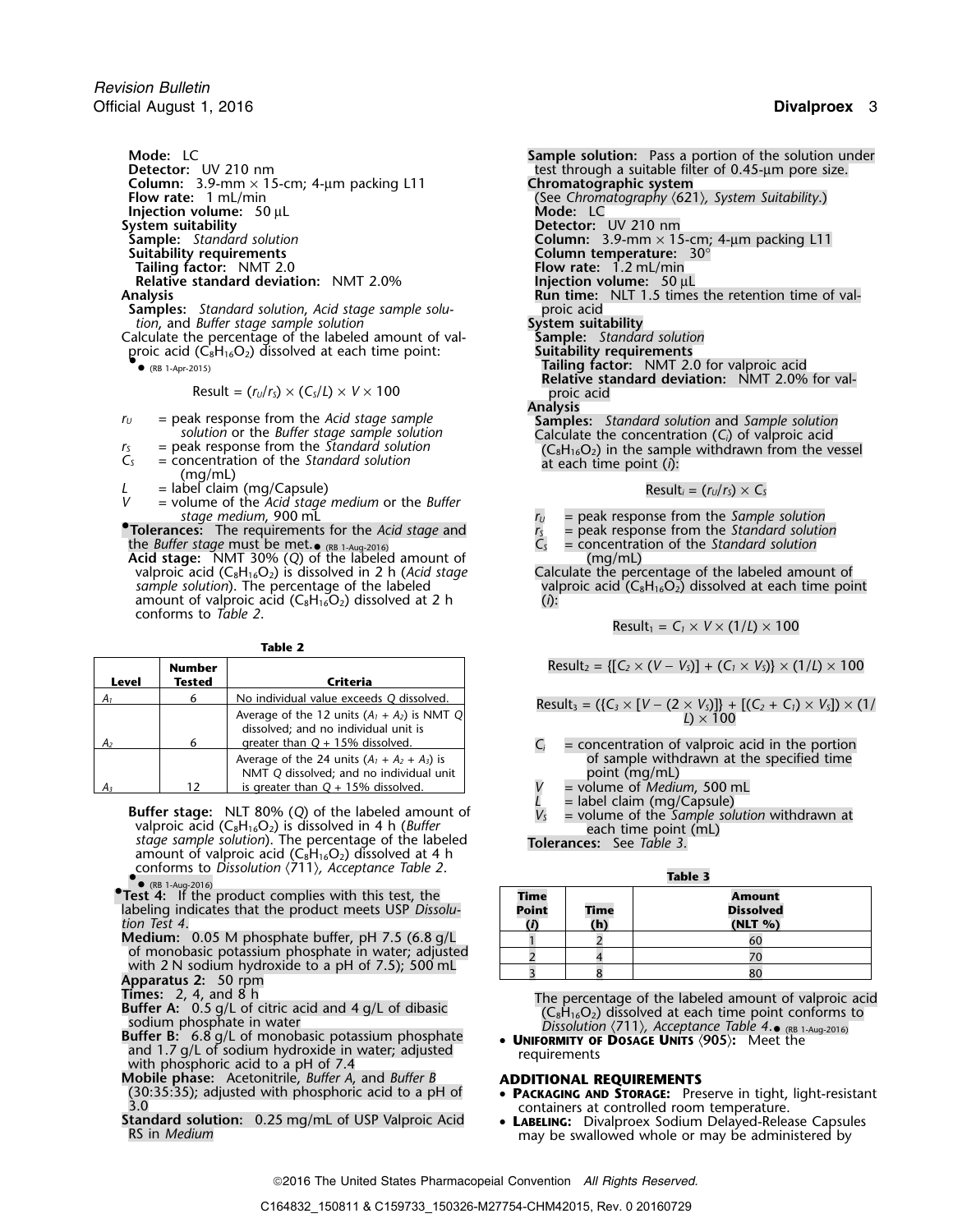**Mode:** LC
**Detector:** UV 210 nm
**Column:** 3.9-mm × 15-cm; 4-µm packing L11
**Flow rate:** 1 mL/min
**Injection volume:** 50 µL

**System suitability**
**Sample:** *Standard solution*
**Suitability requirements**
**Tailing factor:** NMT 2.0
**Relative standard deviation:** NMT 2.0%

**Analysis**
**Samples:** *Standard solution*, *Acid stage sample solution*, and *Buffer stage sample solution*

Calculate the percentage of the labeled amount of valproic acid ($C_8H_{16}O_2$) dissolved at each time point:

• • (RB 1-Apr-2015)

$$\text{Result} = (r_U/r_S) \times (C_S/L) \times V \times 100$$

$r_U$ = peak response from the *Acid stage sample solution* or the *Buffer stage sample solution*
$r_S$ = peak response from the *Standard solution*
$C_S$ = concentration of the *Standard solution* (mg/mL)
$L$ = label claim (mg/Capsule)
$V$ = volume of the *Acid stage medium* or the *Buffer stage medium*, 900 mL

•**Tolerances:** The requirements for the *Acid stage* and the *Buffer stage* must be met.• (RB 1-Aug-2016)

**Acid stage:** NMT 30% ($Q$) of the labeled amount of valproic acid ($C_8H_{16}O_2$) is dissolved in 2 h (*Acid stage sample solution*). The percentage of the labeled amount of valproic acid ($C_8H_{16}O_2$) dissolved at 2 h conforms to *Table 2*.

**Table 2**

| Level | Number Tested | Criteria |
|---|---|---|
| $A_1$ | 6 | No individual value exceeds $Q$ dissolved. |
| $A_2$ | 6 | Average of the 12 units ($A_1 + A_2$) is NMT $Q$ dissolved; and no individual unit is greater than $Q$ + 15% dissolved. |
| $A_3$ | 12 | Average of the 24 units ($A_1 + A_2 + A_3$) is NMT $Q$ dissolved; and no individual unit is greater than $Q$ + 15% dissolved. |

**Buffer stage:** NLT 80% ($Q$) of the labeled amount of valproic acid ($C_8H_{16}O_2$) is dissolved in 4 h (*Buffer stage sample solution*). The percentage of the labeled amount of valproic acid ($C_8H_{16}O_2$) dissolved at 4 h conforms to *Dissolution* ⟨711⟩, *Acceptance Table 2*.
• • (RB 1-Aug-2016)

•**Test 4:** If the product complies with this test, the labeling indicates that the product meets USP *Dissolution Test 4*.
**Medium:** 0.05 M phosphate buffer, pH 7.5 (6.8 g/L of monobasic potassium phosphate in water; adjusted with 2 N sodium hydroxide to a pH of 7.5); 500 mL
**Apparatus 2:** 50 rpm
**Times:** 2, 4, and 8 h
**Buffer A:** 0.5 g/L of citric acid and 4 g/L of dibasic sodium phosphate in water
**Buffer B:** 6.8 g/L of monobasic potassium phosphate and 1.7 g/L of sodium hydroxide in water; adjusted with phosphoric acid to a pH of 7.4
**Mobile phase:** Acetonitrile, *Buffer A*, and *Buffer B* (30:35:35); adjusted with phosphoric acid to a pH of 3.0
**Standard solution:** 0.25 mg/mL of USP Valproic Acid RS in *Medium*
**Sample solution:** Pass a portion of the solution under test through a suitable filter of 0.45-µm pore size.

**Chromatographic system**
(See *Chromatography* ⟨621⟩, *System Suitability*.)
**Mode:** LC
**Detector:** UV 210 nm
**Column:** 3.9-mm × 15-cm; 4-µm packing L11
**Column temperature:** 30°
**Flow rate:** 1.2 mL/min
**Injection volume:** 50 µL
**Run time:** NLT 1.5 times the retention time of valproic acid

**System suitability**
**Sample:** *Standard solution*
**Suitability requirements**
**Tailing factor:** NMT 2.0 for valproic acid
**Relative standard deviation:** NMT 2.0% for valproic acid

**Analysis**
**Samples:** *Standard solution* and *Sample solution*

Calculate the concentration ($C_i$) of valproic acid ($C_8H_{16}O_2$) in the sample withdrawn from the vessel at each time point ($i$):

$$\text{Result}_i = (r_U/r_S) \times C_S$$

$r_U$ = peak response from the *Sample solution*
$r_S$ = peak response from the *Standard solution*
$C_S$ = concentration of the *Standard solution* (mg/mL)

Calculate the percentage of the labeled amount of valproic acid ($C_8H_{16}O_2$) dissolved at each time point ($i$):

$$\text{Result}_1 = C_1 \times V \times (1/L) \times 100$$

$$\text{Result}_2 = \{[C_2 \times (V - V_S)] + (C_1 \times V_S)\} \times (1/L) \times 100$$

$$\text{Result}_3 = (\{C_3 \times [V - (2 \times V_S)]\} + [(C_2 + C_1) \times V_S]) \times (1/L) \times 100$$

$C_i$ = concentration of valproic acid in the portion of sample withdrawn at the specified time point (mg/mL)
$V$ = volume of *Medium*, 500 mL
$L$ = label claim (mg/Capsule)
$V_S$ = volume of the *Sample solution* withdrawn at each time point (mL)

**Tolerances:** See *Table 3*.

**Table 3**

| Time Point ($i$) | Time (h) | Amount Dissolved (NLT %) |
|---|---|---|
| 1 | 2 | 60 |
| 2 | 4 | 70 |
| 3 | 8 | 80 |

The percentage of the labeled amount of valproic acid ($C_8H_{16}O_2$) dissolved at each time point conforms to *Dissolution* ⟨711⟩, *Acceptance Table 4*.• (RB 1-Aug-2016)

- **Uniformity of Dosage Units** ⟨905⟩: Meet the requirements

## ADDITIONAL REQUIREMENTS

- **Packaging and Storage:** Preserve in tight, light-resistant containers at controlled room temperature.
- **Labeling:** Divalproex Sodium Delayed-Release Capsules may be swallowed whole or may be administered by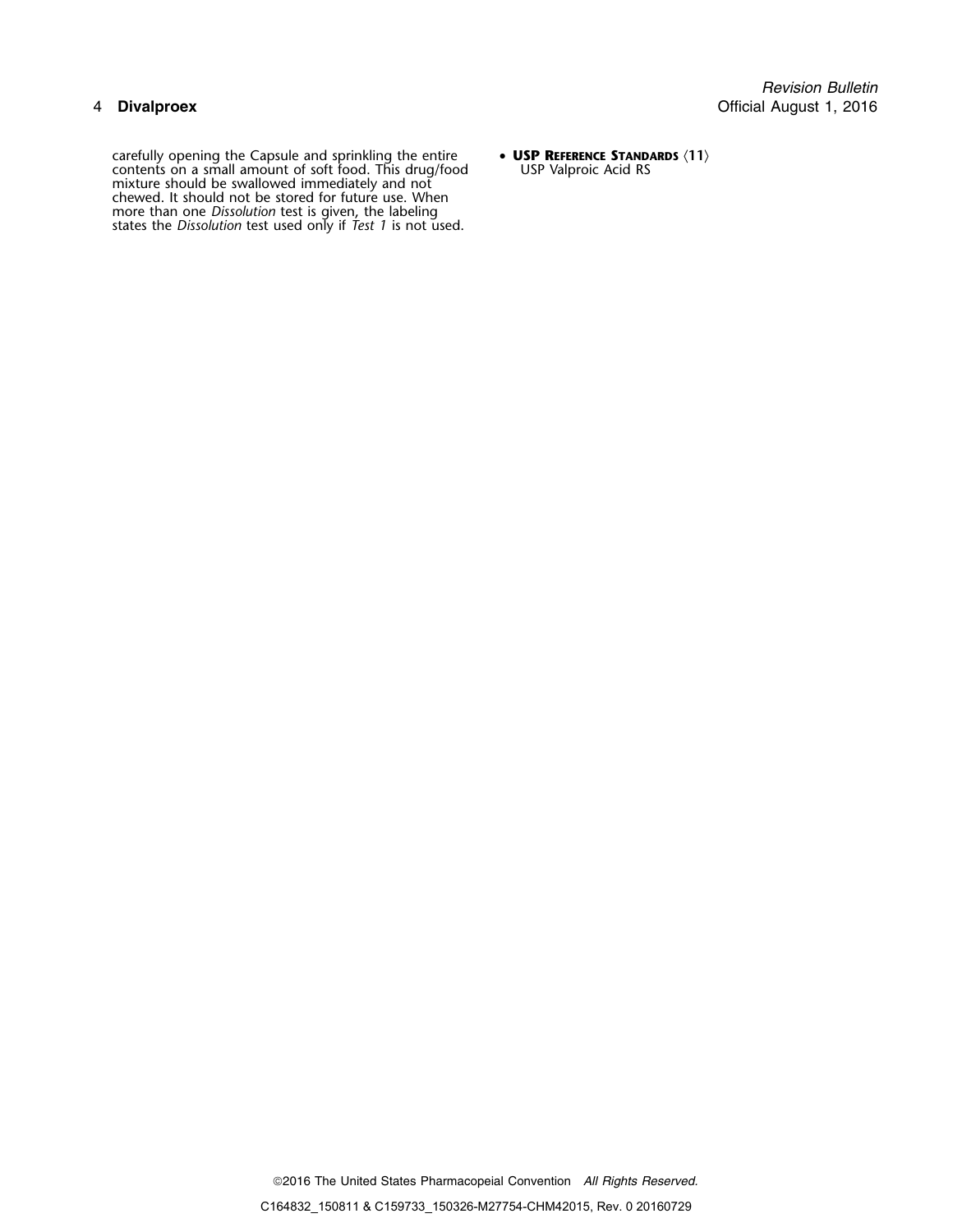carefully opening the Capsule and sprinkling the entire contents on a small amount of soft food. This drug/food mixture should be swallowed immediately and not chewed. It should not be stored for future use. When more than one *Dissolution* test is given, the labeling states the *Dissolution* test used only if *Test 1* is not used.

- **USP Reference Standards ⟨11⟩**
  USP Valproic Acid RS